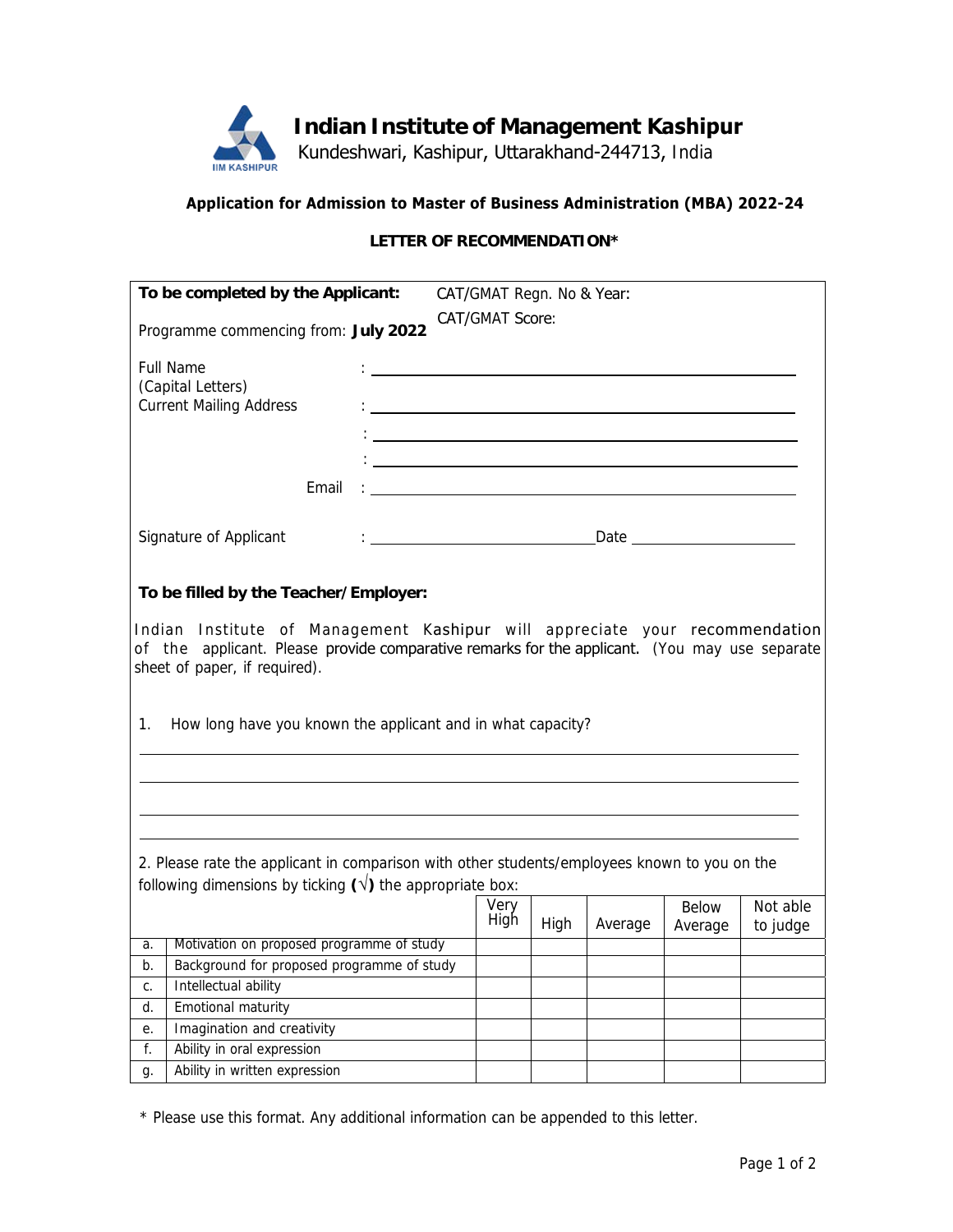# Indian Institute of Management Kashipur

Kundeshwari, Kashipur, Uttarakhand-244713, India

**Application for Admission to Master of Business Administration (MBA) 2022-24**

**LETTER OF RECOMMENDATION***

**To be completed by the Applicant:**

CAT/GMAT Regn. No & Year:

CAT/GMAT Score:

Programme commencing from: **July 2022**

Full Name (Capital Letters) : ______________________________

Current Mailing Address : ______________________________

: ______________________________

: ______________________________

Email : ______________________________

Signature of Applicant : ____________________ Date ____________

**To be filled by the Teacher/Employer:**

Indian Institute of Management Kashipur will appreciate your recommendation of the applicant. Please provide comparative remarks for the applicant. (You may use separate sheet of paper, if required).

1. How long have you known the applicant and in what capacity?

______________________________

______________________________

______________________________

______________________________

2. Please rate the applicant in comparison with other students/employees known to you on the following dimensions by ticking **(√)** the appropriate box:

| | | Very High | High | Average | Below Average | Not able to judge |
|---|---|---|---|---|---|---|
| a. | Motivation on proposed programme of study | | | | | |
| b. | Background for proposed programme of study | | | | | |
| c. | Intellectual ability | | | | | |
| d. | Emotional maturity | | | | | |
| e. | Imagination and creativity | | | | | |
| f. | Ability in oral expression | | | | | |
| g. | Ability in written expression | | | | | |

* Please use this format. Any additional information can be appended to this letter.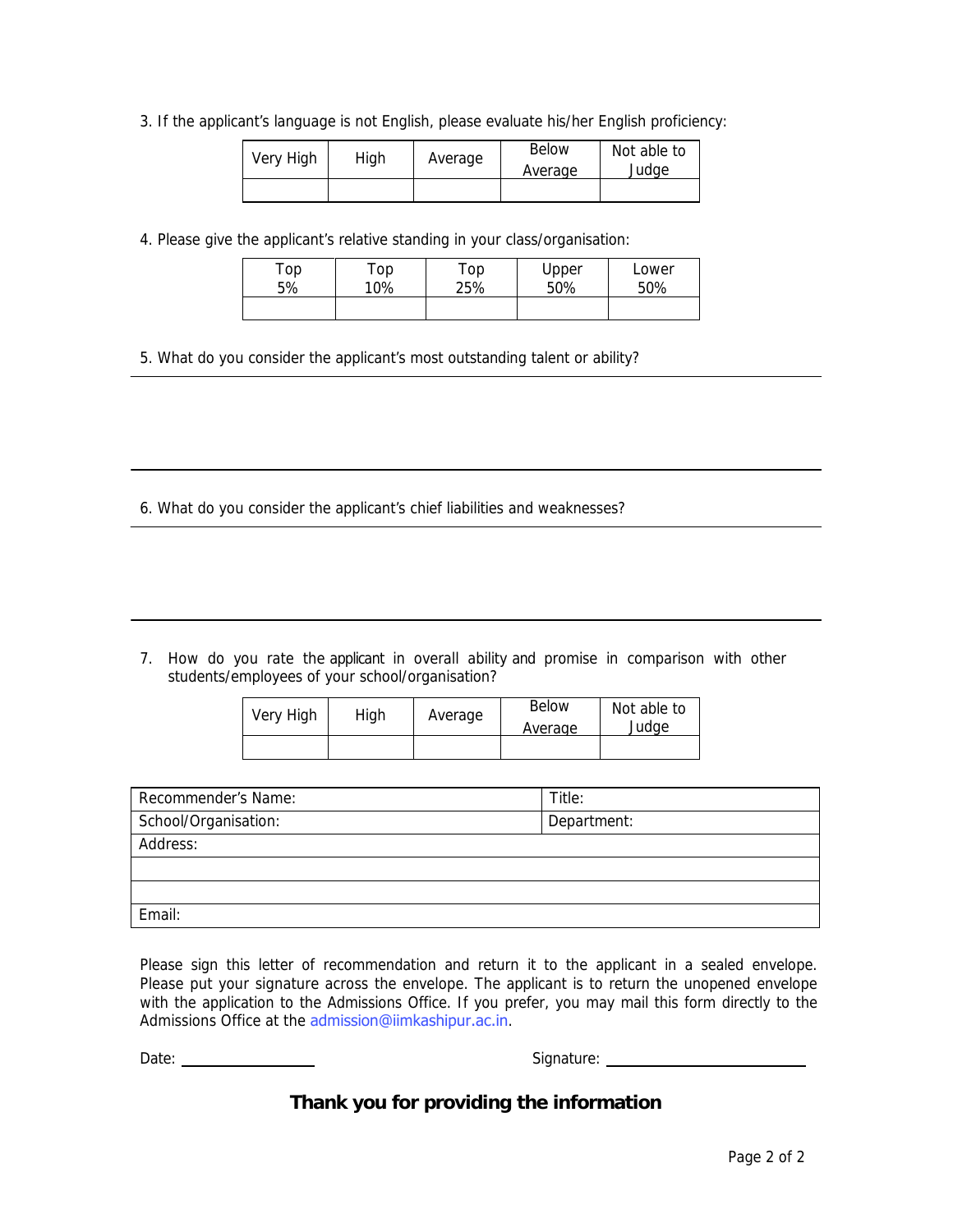3. If the applicant's language is not English, please evaluate his/her English proficiency:

| Very High | High | Average | Below Average | Not able to Judge |
|---|---|---|---|---|
| | | | | |

4. Please give the applicant's relative standing in your class/organisation:

| Top 5% | Top 10% | Top 25% | Upper 50% | Lower 50% |
|---|---|---|---|---|
| | | | | |

5. What do you consider the applicant's most outstanding talent or ability?

---

---

6. What do you consider the applicant's chief liabilities and weaknesses?

---

---

7. How do you rate the applicant in overall ability and promise in comparison with other students/employees of your school/organisation?

| Very High | High | Average | Below Average | Not able to Judge |
|---|---|---|---|---|
| | | | | |

| | |
|---|---|
| Recommender's Name: | Title: |
| School/Organisation: | Department: |
| Address: | |
| | |
| | |
| Email: | |

Please sign this letter of recommendation and return it to the applicant in a sealed envelope. Please put your signature across the envelope. The applicant is to return the unopened envelope with the application to the Admissions Office. If you prefer, you may mail this form directly to the Admissions Office at the admission@iimkashipur.ac.in.

Date: ________________ Signature: ________________________

**Thank you for providing the information**